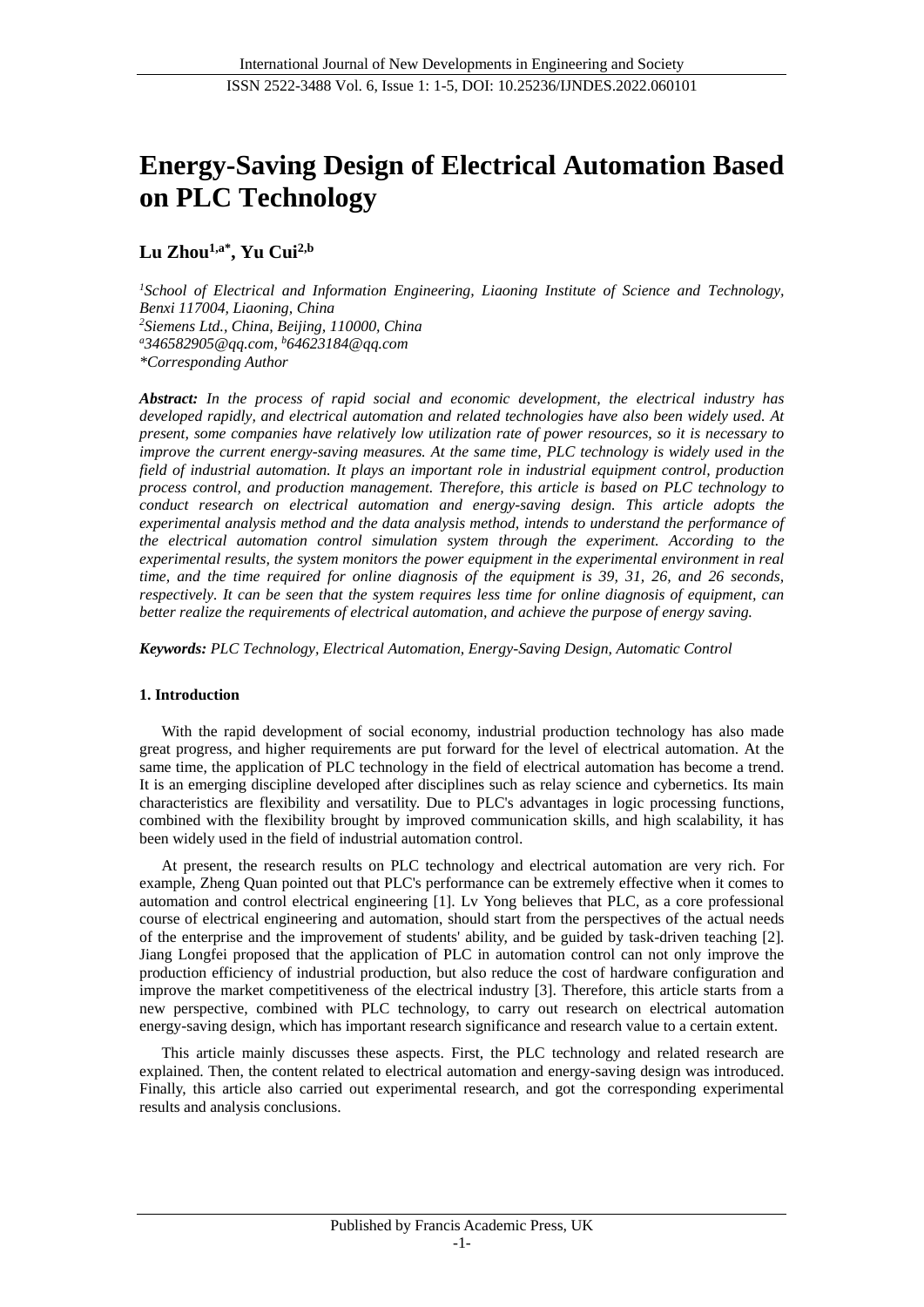# Energy-Saving Design of Electrical Automation Based on PLC Technology

**Lu Zhou[1,a*], Yu Cui[2,b]**

*[1]School of Electrical and Information Engineering, Liaoning Institute of Science and Technology, Benxi 117004, Liaoning, China*
*[2]Siemens Ltd., China, Beijing, 110000, China*
*[a]346582905@qq.com, [b]64623184@qq.com*
*\*Corresponding Author*

***Abstract:*** *In the process of rapid social and economic development, the electrical industry has developed rapidly, and electrical automation and related technologies have also been widely used. At present, some companies have relatively low utilization rate of power resources, so it is necessary to improve the current energy-saving measures. At the same time, PLC technology is widely used in the field of industrial automation. It plays an important role in industrial equipment control, production process control, and production management. Therefore, this article is based on PLC technology to conduct research on electrical automation and energy-saving design. This article adopts the experimental analysis method and the data analysis method, intends to understand the performance of the electrical automation control simulation system through the experiment. According to the experimental results, the system monitors the power equipment in the experimental environment in real time, and the time required for online diagnosis of the equipment is 39, 31, 26, and 26 seconds, respectively. It can be seen that the system requires less time for online diagnosis of equipment, can better realize the requirements of electrical automation, and achieve the purpose of energy saving.*

***Keywords:*** *PLC Technology, Electrical Automation, Energy-Saving Design, Automatic Control*

## 1. Introduction

With the rapid development of social economy, industrial production technology has also made great progress, and higher requirements are put forward for the level of electrical automation. At the same time, the application of PLC technology in the field of electrical automation has become a trend. It is an emerging discipline developed after disciplines such as relay science and cybernetics. Its main characteristics are flexibility and versatility. Due to PLC's advantages in logic processing functions, combined with the flexibility brought by improved communication skills, and high scalability, it has been widely used in the field of industrial automation control.

At present, the research results on PLC technology and electrical automation are very rich. For example, Zheng Quan pointed out that PLC's performance can be extremely effective when it comes to automation and control electrical engineering [1]. Lv Yong believes that PLC, as a core professional course of electrical engineering and automation, should start from the perspectives of the actual needs of the enterprise and the improvement of students' ability, and be guided by task-driven teaching [2]. Jiang Longfei proposed that the application of PLC in automation control can not only improve the production efficiency of industrial production, but also reduce the cost of hardware configuration and improve the market competitiveness of the electrical industry [3]. Therefore, this article starts from a new perspective, combined with PLC technology, to carry out research on electrical automation energy-saving design, which has important research significance and research value to a certain extent.

This article mainly discusses these aspects. First, the PLC technology and related research are explained. Then, the content related to electrical automation and energy-saving design was introduced. Finally, this article also carried out experimental research, and got the corresponding experimental results and analysis conclusions.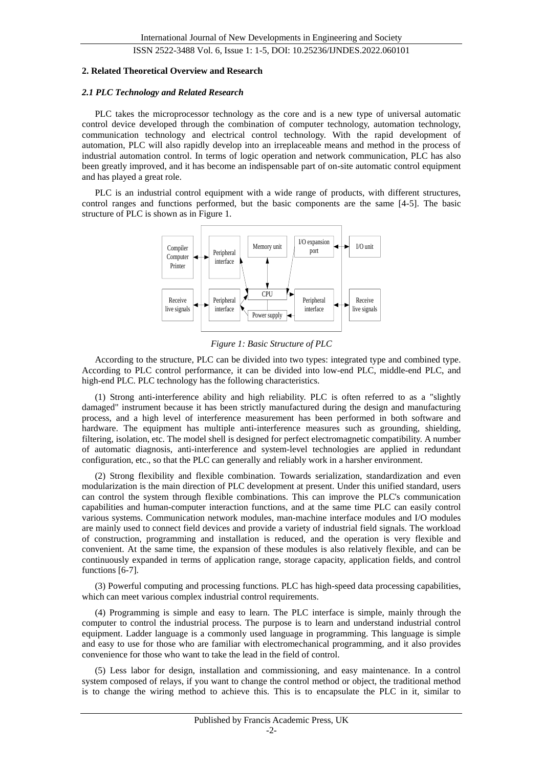## 2. Related Theoretical Overview and Research

### *2.1 PLC Technology and Related Research*

PLC takes the microprocessor technology as the core and is a new type of universal automatic control device developed through the combination of computer technology, automation technology, communication technology and electrical control technology. With the rapid development of automation, PLC will also rapidly develop into an irreplaceable means and method in the process of industrial automation control. In terms of logic operation and network communication, PLC has also been greatly improved, and it has become an indispensable part of on-site automatic control equipment and has played a great role.

PLC is an industrial control equipment with a wide range of products, with different structures, control ranges and functions performed, but the basic components are the same [4-5]. The basic structure of PLC is shown as in Figure 1.

*Figure 1: Basic Structure of PLC*

According to the structure, PLC can be divided into two types: integrated type and combined type. According to PLC control performance, it can be divided into low-end PLC, middle-end PLC, and high-end PLC. PLC technology has the following characteristics.

(1) Strong anti-interference ability and high reliability. PLC is often referred to as a "slightly damaged" instrument because it has been strictly manufactured during the design and manufacturing process, and a high level of interference measurement has been performed in both software and hardware. The equipment has multiple anti-interference measures such as grounding, shielding, filtering, isolation, etc. The model shell is designed for perfect electromagnetic compatibility. A number of automatic diagnosis, anti-interference and system-level technologies are applied in redundant configuration, etc., so that the PLC can generally and reliably work in a harsher environment.

(2) Strong flexibility and flexible combination. Towards serialization, standardization and even modularization is the main direction of PLC development at present. Under this unified standard, users can control the system through flexible combinations. This can improve the PLC's communication capabilities and human-computer interaction functions, and at the same time PLC can easily control various systems. Communication network modules, man-machine interface modules and I/O modules are mainly used to connect field devices and provide a variety of industrial field signals. The workload of construction, programming and installation is reduced, and the operation is very flexible and convenient. At the same time, the expansion of these modules is also relatively flexible, and can be continuously expanded in terms of application range, storage capacity, application fields, and control functions [6-7].

(3) Powerful computing and processing functions. PLC has high-speed data processing capabilities, which can meet various complex industrial control requirements.

(4) Programming is simple and easy to learn. The PLC interface is simple, mainly through the computer to control the industrial process. The purpose is to learn and understand industrial control equipment. Ladder language is a commonly used language in programming. This language is simple and easy to use for those who are familiar with electromechanical programming, and it also provides convenience for those who want to take the lead in the field of control.

(5) Less labor for design, installation and commissioning, and easy maintenance. In a control system composed of relays, if you want to change the control method or object, the traditional method is to change the wiring method to achieve this. This is to encapsulate the PLC in it, similar to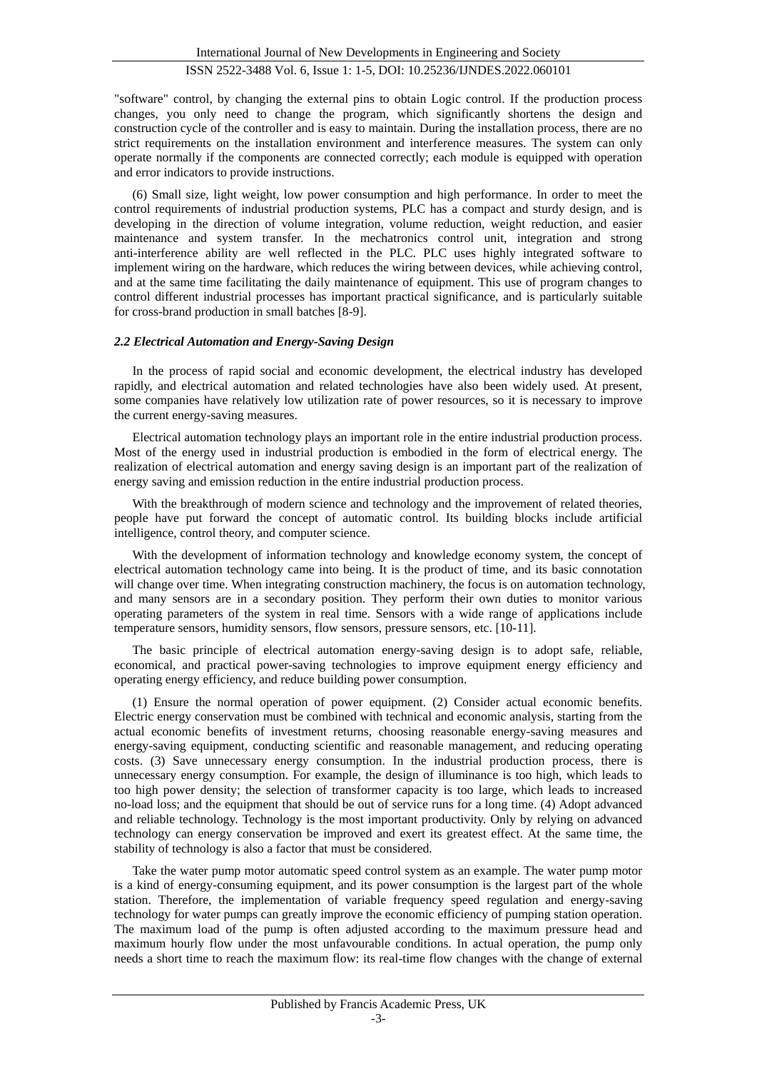"software" control, by changing the external pins to obtain Logic control. If the production process changes, you only need to change the program, which significantly shortens the design and construction cycle of the controller and is easy to maintain. During the installation process, there are no strict requirements on the installation environment and interference measures. The system can only operate normally if the components are connected correctly; each module is equipped with operation and error indicators to provide instructions.

(6) Small size, light weight, low power consumption and high performance. In order to meet the control requirements of industrial production systems, PLC has a compact and sturdy design, and is developing in the direction of volume integration, volume reduction, weight reduction, and easier maintenance and system transfer. In the mechatronics control unit, integration and strong anti-interference ability are well reflected in the PLC. PLC uses highly integrated software to implement wiring on the hardware, which reduces the wiring between devices, while achieving control, and at the same time facilitating the daily maintenance of equipment. This use of program changes to control different industrial processes has important practical significance, and is particularly suitable for cross-brand production in small batches [8-9].

### *2.2 Electrical Automation and Energy-Saving Design*

In the process of rapid social and economic development, the electrical industry has developed rapidly, and electrical automation and related technologies have also been widely used. At present, some companies have relatively low utilization rate of power resources, so it is necessary to improve the current energy-saving measures.

Electrical automation technology plays an important role in the entire industrial production process. Most of the energy used in industrial production is embodied in the form of electrical energy. The realization of electrical automation and energy saving design is an important part of the realization of energy saving and emission reduction in the entire industrial production process.

With the breakthrough of modern science and technology and the improvement of related theories, people have put forward the concept of automatic control. Its building blocks include artificial intelligence, control theory, and computer science.

With the development of information technology and knowledge economy system, the concept of electrical automation technology came into being. It is the product of time, and its basic connotation will change over time. When integrating construction machinery, the focus is on automation technology, and many sensors are in a secondary position. They perform their own duties to monitor various operating parameters of the system in real time. Sensors with a wide range of applications include temperature sensors, humidity sensors, flow sensors, pressure sensors, etc. [10-11].

The basic principle of electrical automation energy-saving design is to adopt safe, reliable, economical, and practical power-saving technologies to improve equipment energy efficiency and operating energy efficiency, and reduce building power consumption.

(1) Ensure the normal operation of power equipment. (2) Consider actual economic benefits. Electric energy conservation must be combined with technical and economic analysis, starting from the actual economic benefits of investment returns, choosing reasonable energy-saving measures and energy-saving equipment, conducting scientific and reasonable management, and reducing operating costs. (3) Save unnecessary energy consumption. In the industrial production process, there is unnecessary energy consumption. For example, the design of illuminance is too high, which leads to too high power density; the selection of transformer capacity is too large, which leads to increased no-load loss; and the equipment that should be out of service runs for a long time. (4) Adopt advanced and reliable technology. Technology is the most important productivity. Only by relying on advanced technology can energy conservation be improved and exert its greatest effect. At the same time, the stability of technology is also a factor that must be considered.

Take the water pump motor automatic speed control system as an example. The water pump motor is a kind of energy-consuming equipment, and its power consumption is the largest part of the whole station. Therefore, the implementation of variable frequency speed regulation and energy-saving technology for water pumps can greatly improve the economic efficiency of pumping station operation. The maximum load of the pump is often adjusted according to the maximum pressure head and maximum hourly flow under the most unfavourable conditions. In actual operation, the pump only needs a short time to reach the maximum flow: its real-time flow changes with the change of external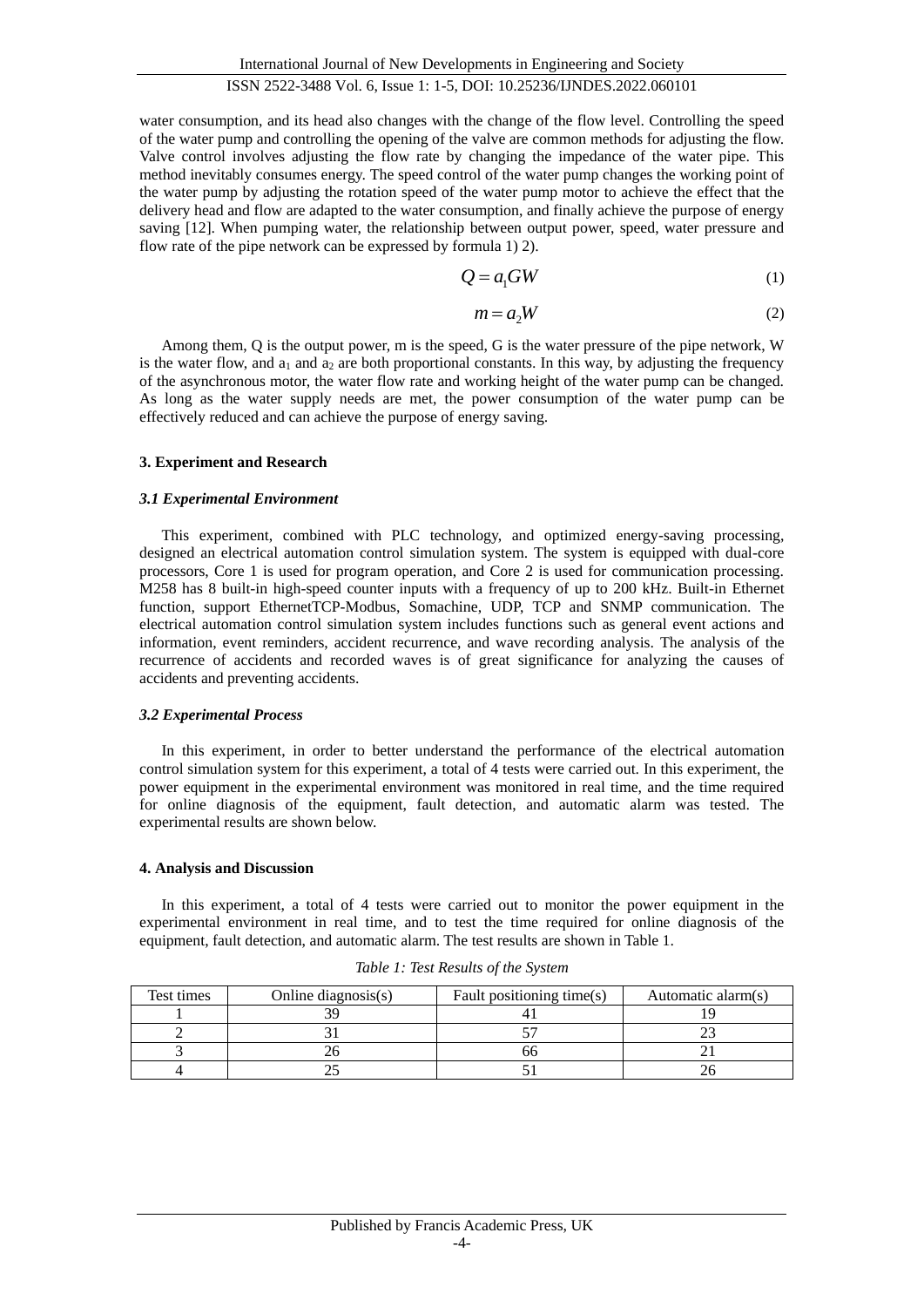water consumption, and its head also changes with the change of the flow level. Controlling the speed of the water pump and controlling the opening of the valve are common methods for adjusting the flow. Valve control involves adjusting the flow rate by changing the impedance of the water pipe. This method inevitably consumes energy. The speed control of the water pump changes the working point of the water pump by adjusting the rotation speed of the water pump motor to achieve the effect that the delivery head and flow are adapted to the water consumption, and finally achieve the purpose of energy saving [12]. When pumping water, the relationship between output power, speed, water pressure and flow rate of the pipe network can be expressed by formula 1) 2).

$$Q = a_1 G W \tag{1}$$

$$m = a_2 W \tag{2}$$

Among them, Q is the output power, m is the speed, G is the water pressure of the pipe network, W is the water flow, and $a_1$ and $a_2$ are both proportional constants. In this way, by adjusting the frequency of the asynchronous motor, the water flow rate and working height of the water pump can be changed. As long as the water supply needs are met, the power consumption of the water pump can be effectively reduced and can achieve the purpose of energy saving.

### 3. Experiment and Research

#### *3.1 Experimental Environment*

This experiment, combined with PLC technology, and optimized energy-saving processing, designed an electrical automation control simulation system. The system is equipped with dual-core processors, Core 1 is used for program operation, and Core 2 is used for communication processing. M258 has 8 built-in high-speed counter inputs with a frequency of up to 200 kHz. Built-in Ethernet function, support EthernetTCP-Modbus, Somachine, UDP, TCP and SNMP communication. The electrical automation control simulation system includes functions such as general event actions and information, event reminders, accident recurrence, and wave recording analysis. The analysis of the recurrence of accidents and recorded waves is of great significance for analyzing the causes of accidents and preventing accidents.

#### *3.2 Experimental Process*

In this experiment, in order to better understand the performance of the electrical automation control simulation system for this experiment, a total of 4 tests were carried out. In this experiment, the power equipment in the experimental environment was monitored in real time, and the time required for online diagnosis of the equipment, fault detection, and automatic alarm was tested. The experimental results are shown below.

### 4. Analysis and Discussion

In this experiment, a total of 4 tests were carried out to monitor the power equipment in the experimental environment in real time, and to test the time required for online diagnosis of the equipment, fault detection, and automatic alarm. The test results are shown in Table 1.

*Table 1: Test Results of the System*

| Test times | Online diagnosis(s) | Fault positioning time(s) | Automatic alarm(s) |
|---|---|---|---|
| 1 | 39 | 41 | 19 |
| 2 | 31 | 57 | 23 |
| 3 | 26 | 66 | 21 |
| 4 | 25 | 51 | 26 |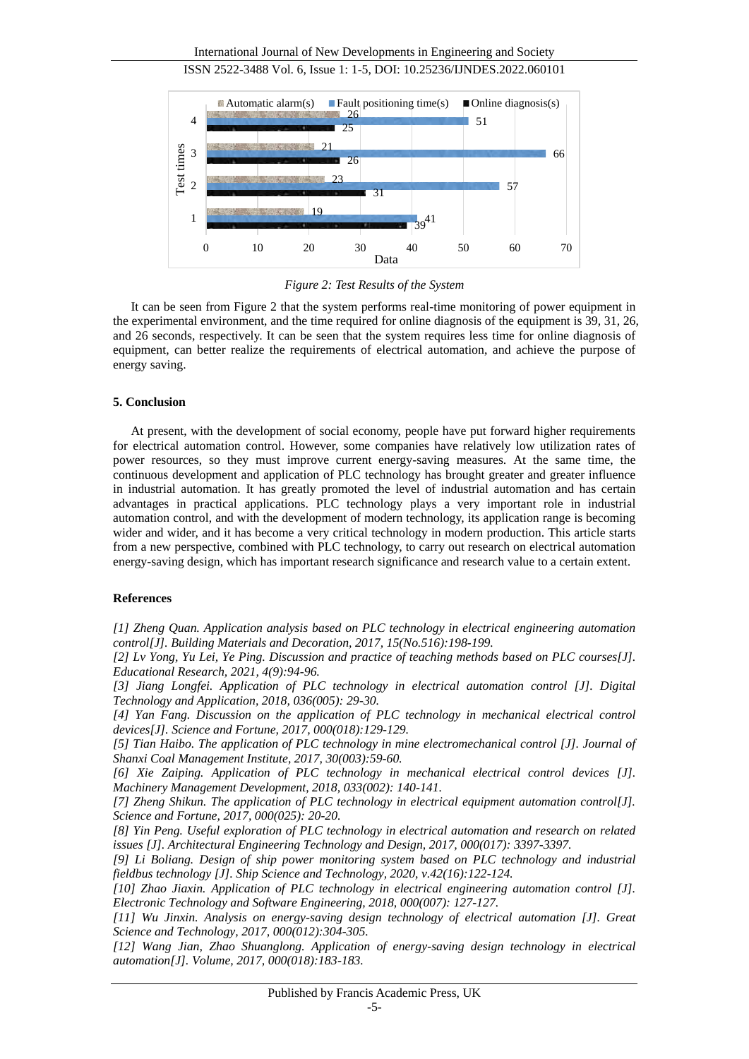Automatic alarm(s) Fault positioning time(s) Online diagnosis(s)

Test times

4
26
51
25

3
21
66
26

2
23
57
31

1
19
41
39

0 10 20 30 40 50 60 70

Data

*Figure 2: Test Results of the System*

It can be seen from Figure 2 that the system performs real-time monitoring of power equipment in the experimental environment, and the time required for online diagnosis of the equipment is 39, 31, 26, and 26 seconds, respectively. It can be seen that the system requires less time for online diagnosis of equipment, can better realize the requirements of electrical automation, and achieve the purpose of energy saving.

## 5. Conclusion

At present, with the development of social economy, people have put forward higher requirements for electrical automation control. However, some companies have relatively low utilization rates of power resources, so they must improve current energy-saving measures. At the same time, the continuous development and application of PLC technology has brought greater and greater influence in industrial automation. It has greatly promoted the level of industrial automation and has certain advantages in practical applications. PLC technology plays a very important role in industrial automation control, and with the development of modern technology, its application range is becoming wider and wider, and it has become a very critical technology in modern production. This article starts from a new perspective, combined with PLC technology, to carry out research on electrical automation energy-saving design, which has important research significance and research value to a certain extent.

## References

*[1] Zheng Quan. Application analysis based on PLC technology in electrical engineering automation control[J]. Building Materials and Decoration, 2017, 15(No.516):198-199.*

*[2] Lv Yong, Yu Lei, Ye Ping. Discussion and practice of teaching methods based on PLC courses[J]. Educational Research, 2021, 4(9):94-96.*

*[3] Jiang Longfei. Application of PLC technology in electrical automation control [J]. Digital Technology and Application, 2018, 036(005): 29-30.*

*[4] Yan Fang. Discussion on the application of PLC technology in mechanical electrical control devices[J]. Science and Fortune, 2017, 000(018):129-129.*

*[5] Tian Haibo. The application of PLC technology in mine electromechanical control [J]. Journal of Shanxi Coal Management Institute, 2017, 30(003):59-60.*

*[6] Xie Zaiping. Application of PLC technology in mechanical electrical control devices [J]. Machinery Management Development, 2018, 033(002): 140-141.*

*[7] Zheng Shikun. The application of PLC technology in electrical equipment automation control[J]. Science and Fortune, 2017, 000(025): 20-20.*

*[8] Yin Peng. Useful exploration of PLC technology in electrical automation and research on related issues [J]. Architectural Engineering Technology and Design, 2017, 000(017): 3397-3397.*

*[9] Li Boliang. Design of ship power monitoring system based on PLC technology and industrial fieldbus technology [J]. Ship Science and Technology, 2020, v.42(16):122-124.*

*[10] Zhao Jiaxin. Application of PLC technology in electrical engineering automation control [J]. Electronic Technology and Software Engineering, 2018, 000(007): 127-127.*

*[11] Wu Jinxin. Analysis on energy-saving design technology of electrical automation [J]. Great Science and Technology, 2017, 000(012):304-305.*

*[12] Wang Jian, Zhao Shuanglong. Application of energy-saving design technology in electrical automation[J]. Volume, 2017, 000(018):183-183.*